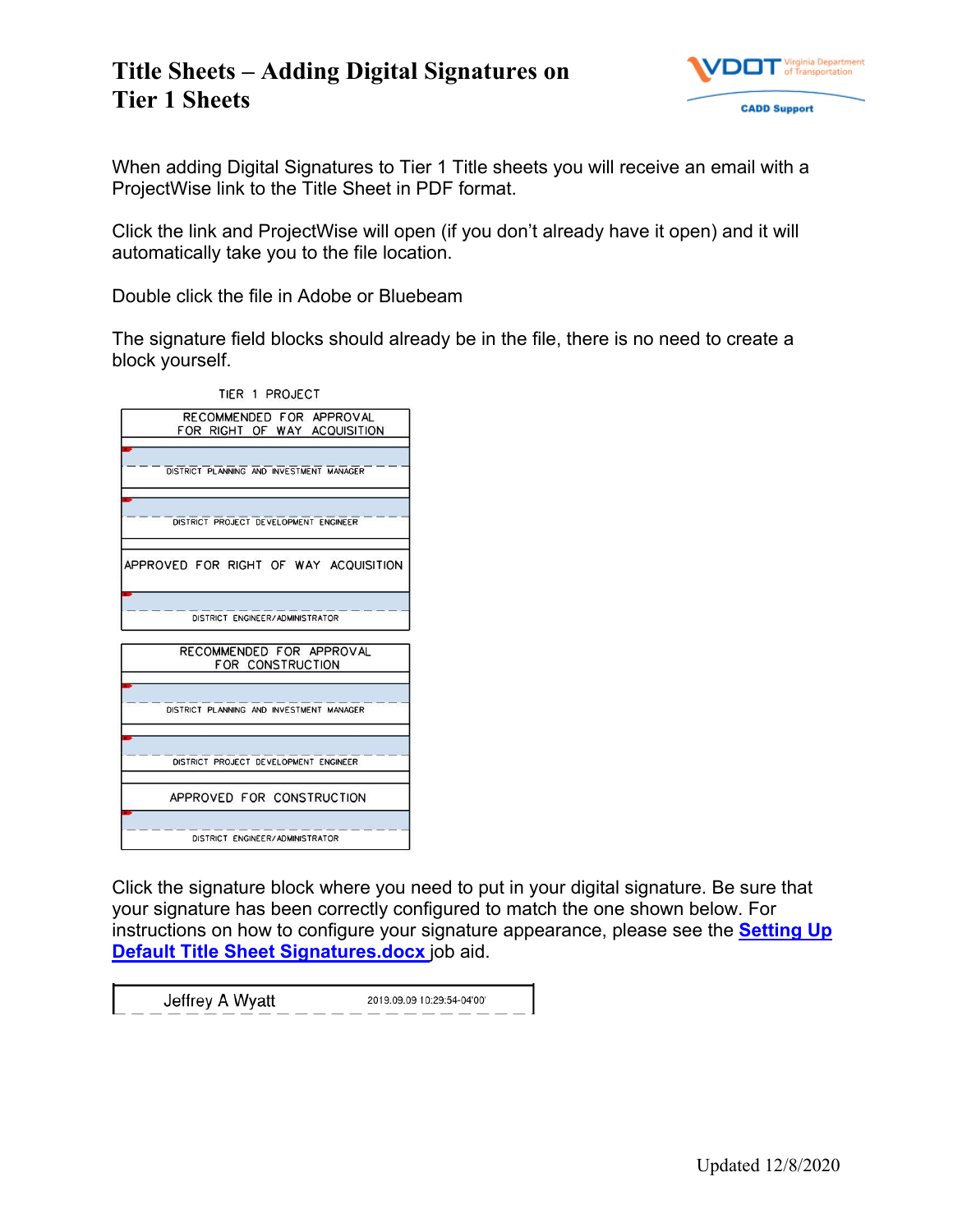# Title Sheets – Adding Digital Signatures on Tier 1 Sheets

VDOT Virginia Department of Transportation
CADD Support

When adding Digital Signatures to Tier 1 Title sheets you will receive an email with a ProjectWise link to the Title Sheet in PDF format.

Click the link and ProjectWise will open (if you don't already have it open) and it will automatically take you to the file location.

Double click the file in Adobe or Bluebeam

The signature field blocks should already be in the file, there is no need to create a block yourself.

TIER 1 PROJECT

| RECOMMENDED FOR APPROVAL FOR RIGHT OF WAY ACQUISITION |
|---|
| DISTRICT PLANNING AND INVESTMENT MANAGER |
| DISTRICT PROJECT DEVELOPMENT ENGINEER |
| APPROVED FOR RIGHT OF WAY ACQUISITION |
| DISTRICT ENGINEER/ADMINISTRATOR |

| RECOMMENDED FOR APPROVAL FOR CONSTRUCTION |
|---|
| DISTRICT PLANNING AND INVESTMENT MANAGER |
| DISTRICT PROJECT DEVELOPMENT ENGINEER |
| APPROVED FOR CONSTRUCTION |
| DISTRICT ENGINEER/ADMINISTRATOR |

Click the signature block where you need to put in your digital signature. Be sure that your signature has been correctly configured to match the one shown below. For instructions on how to configure your signature appearance, please see the **Setting Up Default Title Sheet Signatures.docx** job aid.

Jeffrey A Wyatt 2019.09.09 10:29:54-04'00'

Updated 12/8/2020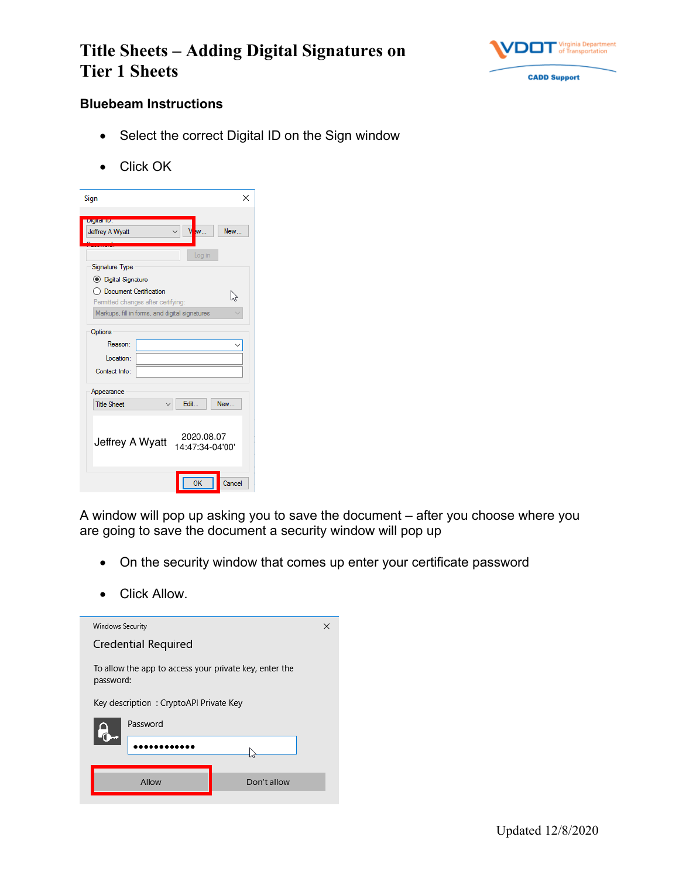# Title Sheets – Adding Digital Signatures on Tier 1 Sheets

### Bluebeam Instructions

- Select the correct Digital ID on the Sign window
- Click OK

A window will pop up asking you to save the document – after you choose where you are going to save the document a security window will pop up

- On the security window that comes up enter your certificate password
- Click Allow.

Updated 12/8/2020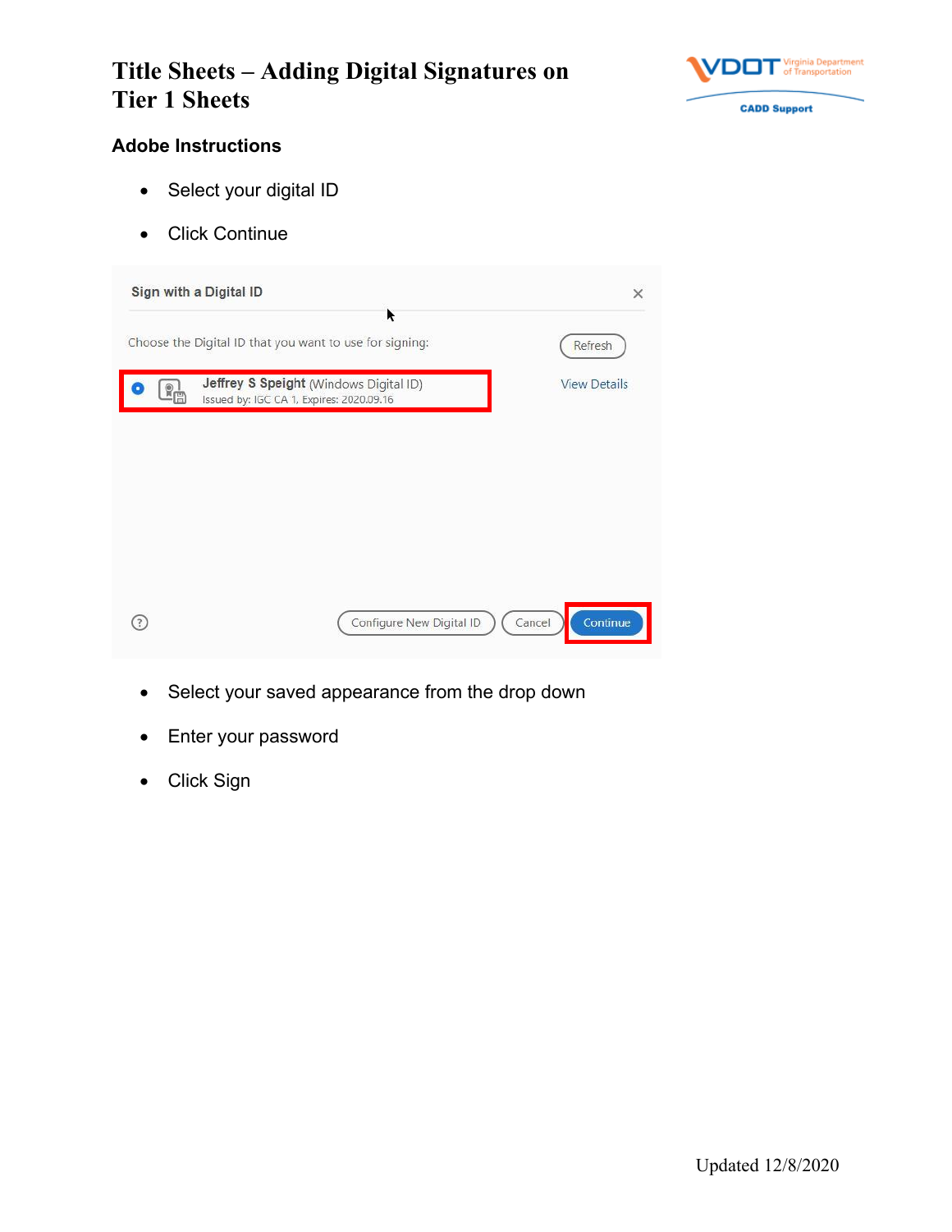# Title Sheets – Adding Digital Signatures on Tier 1 Sheets

### Adobe Instructions

- Select your digital ID
- Click Continue

Sign with a Digital ID

Choose the Digital ID that you want to use for signing:

Refresh

Jeffrey S Speight (Windows Digital ID)
Issued by: IGC CA 1, Expires: 2020.09.16

View Details

Configure New Digital ID   Cancel   Continue

- Select your saved appearance from the drop down
- Enter your password
- Click Sign

Updated 12/8/2020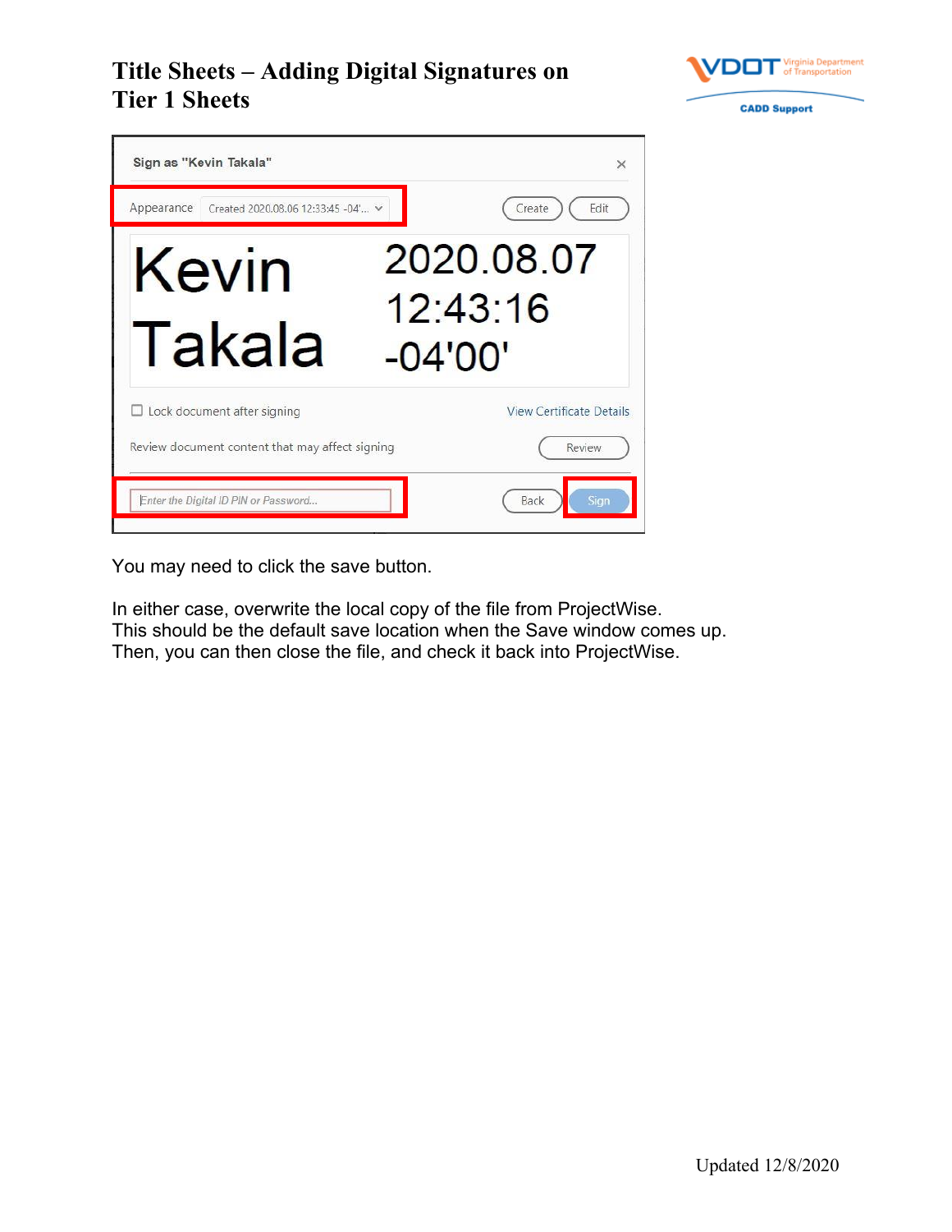You may need to click the save button.

In either case, overwrite the local copy of the file from ProjectWise.
This should be the default save location when the Save window comes up.
Then, you can then close the file, and check it back into ProjectWise.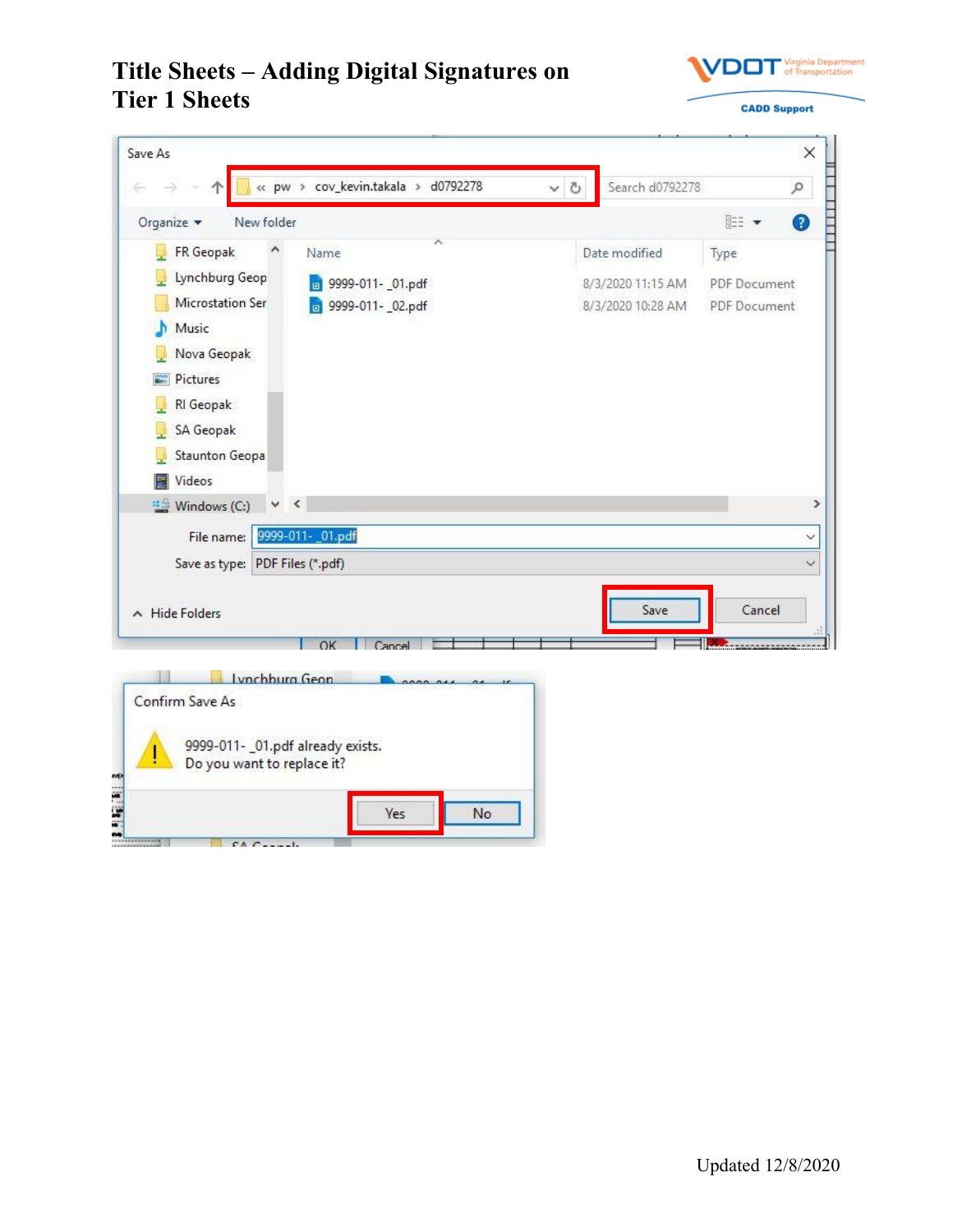# Title Sheets – Adding Digital Signatures on Tier 1 Sheets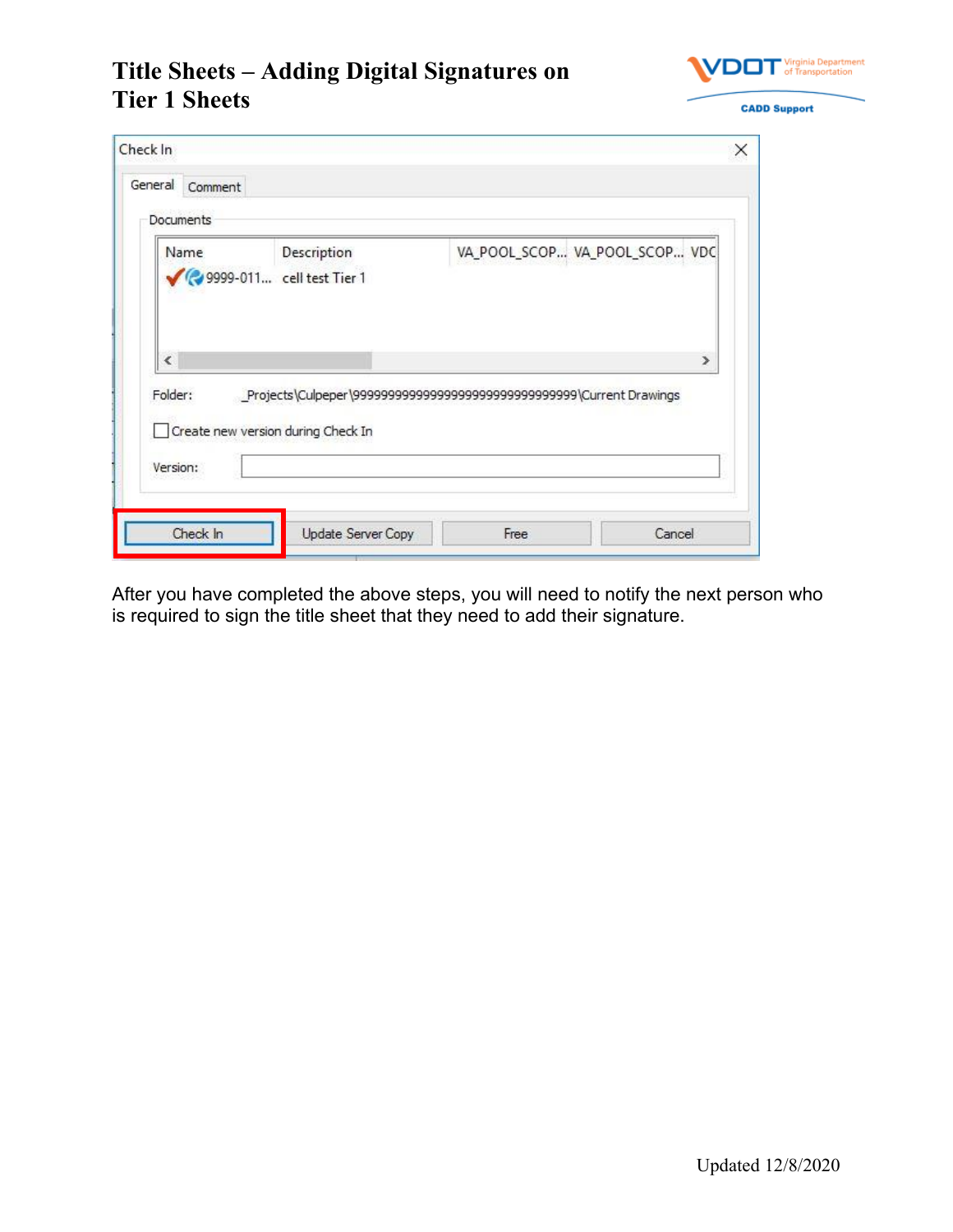After you have completed the above steps, you will need to notify the next person who is required to sign the title sheet that they need to add their signature.